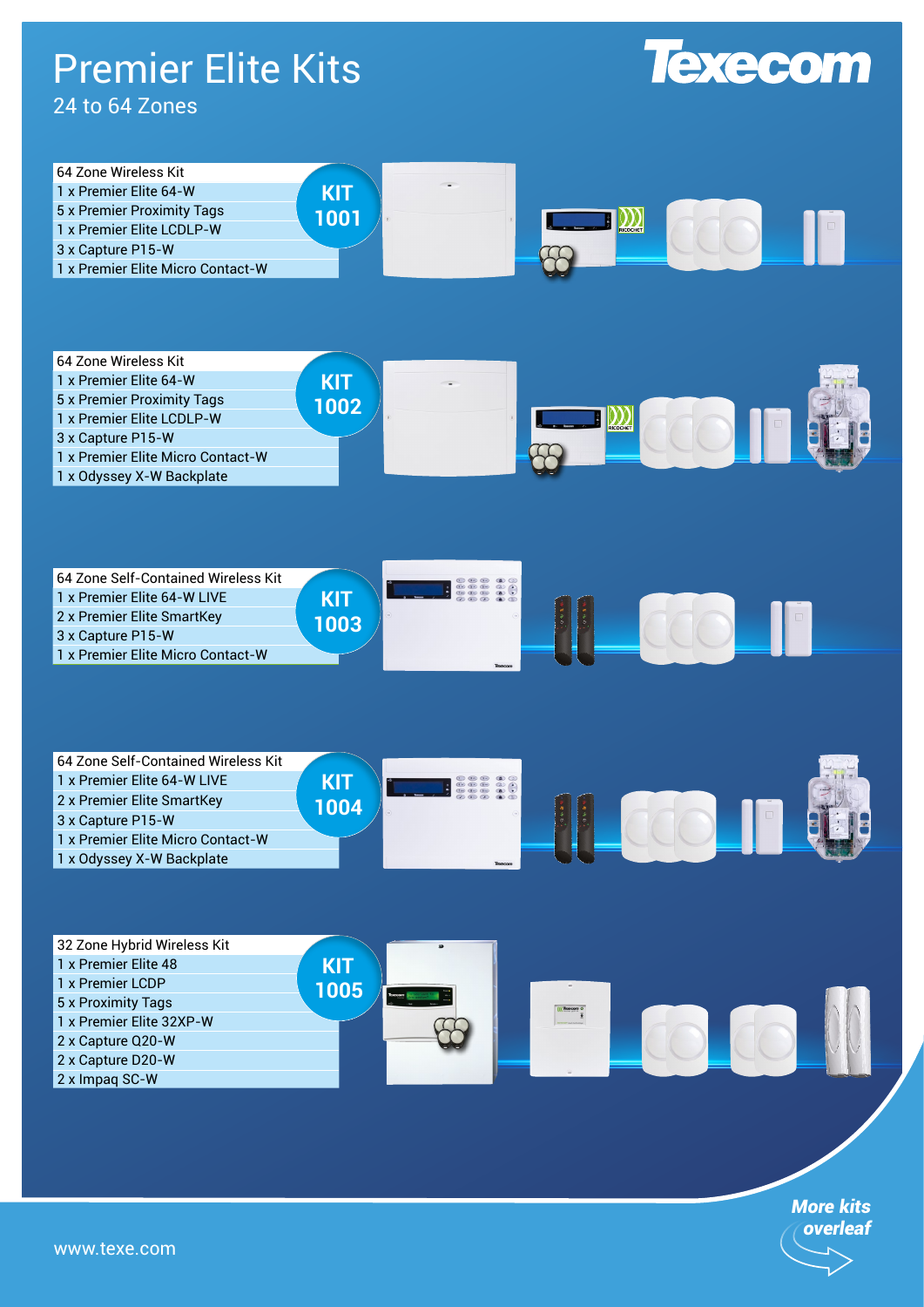# Premier Elite Kits

24 to 64 Zones

Texecom

## KIT 1001

| 64 Zone Wireless Kit |
| --- |
| 1 x Premier Elite 64-W |
| 5 x Premier Proximity Tags |
| 1 x Premier Elite LCDLP-W |
| 3 x Capture P15-W |
| 1 x Premier Elite Micro Contact-W |

## KIT 1002

| 64 Zone Wireless Kit |
| --- |
| 1 x Premier Elite 64-W |
| 5 x Premier Proximity Tags |
| 1 x Premier Elite LCDLP-W |
| 3 x Capture P15-W |
| 1 x Premier Elite Micro Contact-W |
| 1 x Odyssey X-W Backplate |

## KIT 1003

| 64 Zone Self-Contained Wireless Kit |
| --- |
| 1 x Premier Elite 64-W LIVE |
| 2 x Premier Elite SmartKey |
| 3 x Capture P15-W |
| 1 x Premier Elite Micro Contact-W |

## KIT 1004

| 64 Zone Self-Contained Wireless Kit |
| --- |
| 1 x Premier Elite 64-W LIVE |
| 2 x Premier Elite SmartKey |
| 3 x Capture P15-W |
| 1 x Premier Elite Micro Contact-W |
| 1 x Odyssey X-W Backplate |

## KIT 1005

| 32 Zone Hybrid Wireless Kit |
| --- |
| 1 x Premier Elite 48 |
| 1 x Premier LCDP |
| 5 x Proximity Tags |
| 1 x Premier Elite 32XP-W |
| 2 x Capture Q20-W |
| 2 x Capture D20-W |
| 2 x Impaq SC-W |

*More kits overleaf*

www.texe.com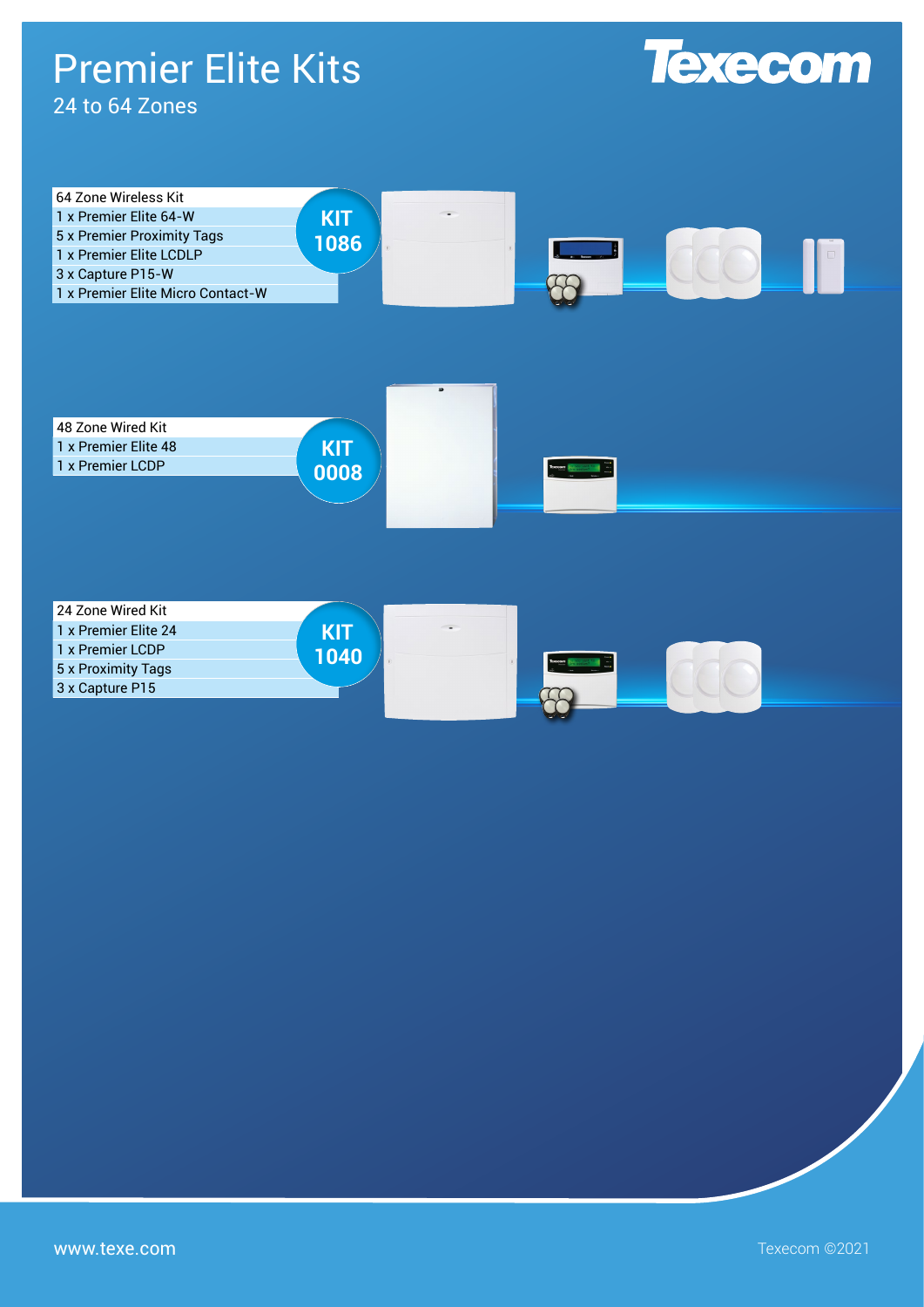# Premier Elite Kits

24 to 64 Zones

Texecom

| 64 Zone Wireless Kit |
| --- |
| 1 x Premier Elite 64-W |
| 5 x Premier Proximity Tags |
| 1 x Premier Elite LCDLP |
| 3 x Capture P15-W |
| 1 x Premier Elite Micro Contact-W |

**KIT 1086**

| 48 Zone Wired Kit |
| --- |
| 1 x Premier Elite 48 |
| 1 x Premier LCDP |

**KIT 0008**

| 24 Zone Wired Kit |
| --- |
| 1 x Premier Elite 24 |
| 1 x Premier LCDP |
| 5 x Proximity Tags |
| 3 x Capture P15 |

**KIT 1040**

www.texe.com

Texecom ©2021